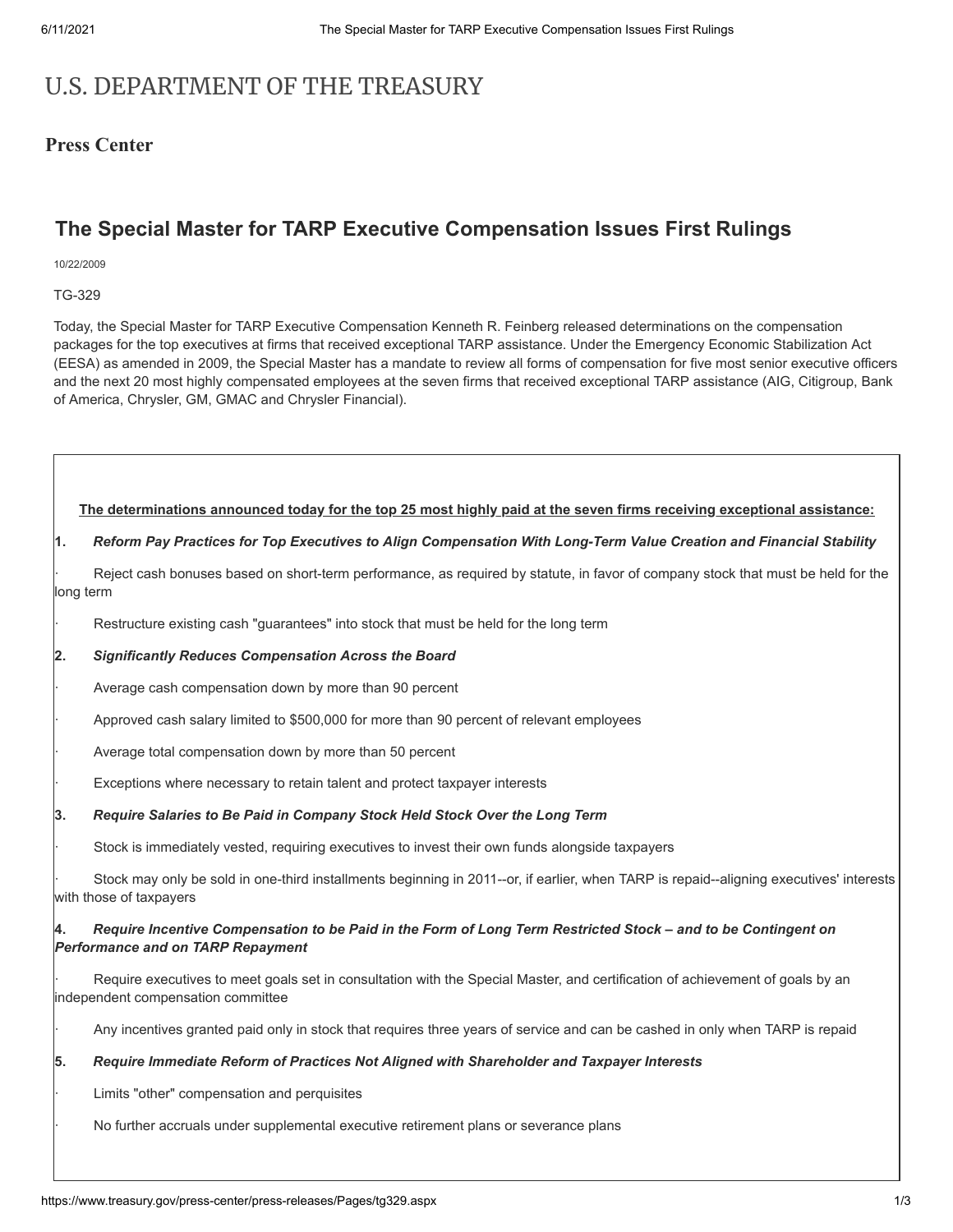# U.S. DEPARTMENT OF THE TREASURY

## Press Center

## The Special Master for TARP Executive Compensation Issues First Rulings

10/22/2009

TG-329

Today, the Special Master for TARP Executive Compensation Kenneth R. Feinberg released determinations on the compensation packages for the top executives at firms that received exceptional TARP assistance. Under the Emergency Economic Stabilization Act (EESA) as amended in 2009, the Special Master has a mandate to review all forms of compensation for five most senior executive officers and the next 20 most highly compensated employees at the seven firms that received exceptional TARP assistance (AIG, Citigroup, Bank of America, Chrysler, GM, GMAC and Chrysler Financial).

**The determinations announced today for the top 25 most highly paid at the seven firms receiving exceptional assistance:**

**1.** ***Reform Pay Practices for Top Executives to Align Compensation With Long-Term Value Creation and Financial Stability***

- Reject cash bonuses based on short-term performance, as required by statute, in favor of company stock that must be held for the long term
- Restructure existing cash "guarantees" into stock that must be held for the long term

**2.** ***Significantly Reduces Compensation Across the Board***

- Average cash compensation down by more than 90 percent
- Approved cash salary limited to $500,000 for more than 90 percent of relevant employees
- Average total compensation down by more than 50 percent
- Exceptions where necessary to retain talent and protect taxpayer interests

**3.** ***Require Salaries to Be Paid in Company Stock Held Stock Over the Long Term***

- Stock is immediately vested, requiring executives to invest their own funds alongside taxpayers
- Stock may only be sold in one-third installments beginning in 2011--or, if earlier, when TARP is repaid--aligning executives' interests with those of taxpayers

**4.** ***Require Incentive Compensation to be Paid in the Form of Long Term Restricted Stock – and to be Contingent on Performance and on TARP Repayment***

- Require executives to meet goals set in consultation with the Special Master, and certification of achievement of goals by an independent compensation committee
- Any incentives granted paid only in stock that requires three years of service and can be cashed in only when TARP is repaid

**5.** ***Require Immediate Reform of Practices Not Aligned with Shareholder and Taxpayer Interests***

- Limits "other" compensation and perquisites
- No further accruals under supplemental executive retirement plans or severance plans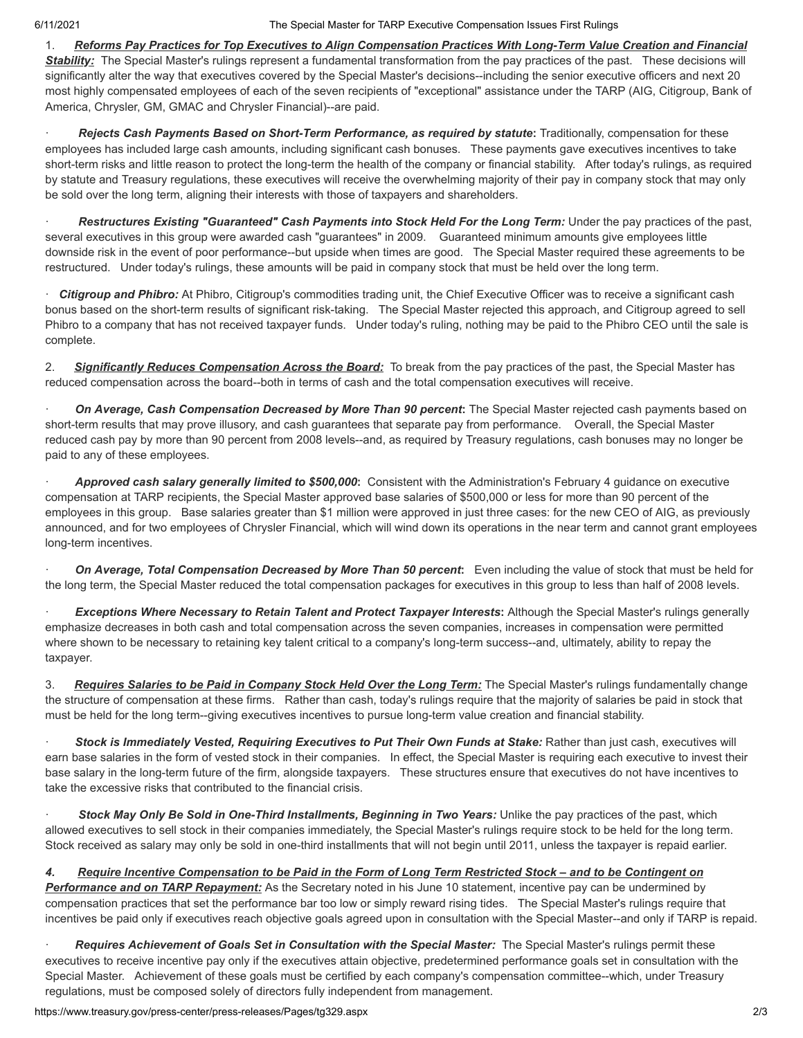1. ***Reforms Pay Practices for Top Executives to Align Compensation Practices With Long-Term Value Creation and Financial Stability:*** The Special Master's rulings represent a fundamental transformation from the pay practices of the past. These decisions will significantly alter the way that executives covered by the Special Master's decisions--including the senior executive officers and next 20 most highly compensated employees of each of the seven recipients of "exceptional" assistance under the TARP (AIG, Citigroup, Bank of America, Chrysler, GM, GMAC and Chrysler Financial)--are paid.

- ***Rejects Cash Payments Based on Short-Term Performance, as required by statute*****:** Traditionally, compensation for these employees has included large cash amounts, including significant cash bonuses. These payments gave executives incentives to take short-term risks and little reason to protect the long-term the health of the company or financial stability. After today's rulings, as required by statute and Treasury regulations, these executives will receive the overwhelming majority of their pay in company stock that may only be sold over the long term, aligning their interests with those of taxpayers and shareholders.

- ***Restructures Existing "Guaranteed" Cash Payments into Stock Held For the Long Term:*** Under the pay practices of the past, several executives in this group were awarded cash "guarantees" in 2009. Guaranteed minimum amounts give employees little downside risk in the event of poor performance--but upside when times are good. The Special Master required these agreements to be restructured. Under today's rulings, these amounts will be paid in company stock that must be held over the long term.

- ***Citigroup and Phibro:*** At Phibro, Citigroup's commodities trading unit, the Chief Executive Officer was to receive a significant cash bonus based on the short-term results of significant risk-taking. The Special Master rejected this approach, and Citigroup agreed to sell Phibro to a company that has not received taxpayer funds. Under today's ruling, nothing may be paid to the Phibro CEO until the sale is complete.

2. ***Significantly Reduces Compensation Across the Board:*** To break from the pay practices of the past, the Special Master has reduced compensation across the board--both in terms of cash and the total compensation executives will receive.

- ***On Average, Cash Compensation Decreased by More Than 90 percent*****:** The Special Master rejected cash payments based on short-term results that may prove illusory, and cash guarantees that separate pay from performance. Overall, the Special Master reduced cash pay by more than 90 percent from 2008 levels--and, as required by Treasury regulations, cash bonuses may no longer be paid to any of these employees.

- ***Approved cash salary generally limited to $500,000*****:** Consistent with the Administration's February 4 guidance on executive compensation at TARP recipients, the Special Master approved base salaries of $500,000 or less for more than 90 percent of the employees in this group. Base salaries greater than $1 million were approved in just three cases: for the new CEO of AIG, as previously announced, and for two employees of Chrysler Financial, which will wind down its operations in the near term and cannot grant employees long-term incentives.

- ***On Average, Total Compensation Decreased by More Than 50 percent*****:** Even including the value of stock that must be held for the long term, the Special Master reduced the total compensation packages for executives in this group to less than half of 2008 levels.

- ***Exceptions Where Necessary to Retain Talent and Protect Taxpayer Interests*****:** Although the Special Master's rulings generally emphasize decreases in both cash and total compensation across the seven companies, increases in compensation were permitted where shown to be necessary to retaining key talent critical to a company's long-term success--and, ultimately, ability to repay the taxpayer.

3. ***Requires Salaries to be Paid in Company Stock Held Over the Long Term:*** The Special Master's rulings fundamentally change the structure of compensation at these firms. Rather than cash, today's rulings require that the majority of salaries be paid in stock that must be held for the long term--giving executives incentives to pursue long-term value creation and financial stability.

- ***Stock is Immediately Vested, Requiring Executives to Put Their Own Funds at Stake:*** Rather than just cash, executives will earn base salaries in the form of vested stock in their companies. In effect, the Special Master is requiring each executive to invest their base salary in the long-term future of the firm, alongside taxpayers. These structures ensure that executives do not have incentives to take the excessive risks that contributed to the financial crisis.

- ***Stock May Only Be Sold in One-Third Installments, Beginning in Two Years:*** Unlike the pay practices of the past, which allowed executives to sell stock in their companies immediately, the Special Master's rulings require stock to be held for the long term. Stock received as salary may only be sold in one-third installments that will not begin until 2011, unless the taxpayer is repaid earlier.

4. ***Require Incentive Compensation to be Paid in the Form of Long Term Restricted Stock – and to be Contingent on Performance and on TARP Repayment:*** As the Secretary noted in his June 10 statement, incentive pay can be undermined by compensation practices that set the performance bar too low or simply reward rising tides. The Special Master's rulings require that incentives be paid only if executives reach objective goals agreed upon in consultation with the Special Master--and only if TARP is repaid.

- ***Requires Achievement of Goals Set in Consultation with the Special Master:*** The Special Master's rulings permit these executives to receive incentive pay only if the executives attain objective, predetermined performance goals set in consultation with the Special Master. Achievement of these goals must be certified by each company's compensation committee--which, under Treasury regulations, must be composed solely of directors fully independent from management.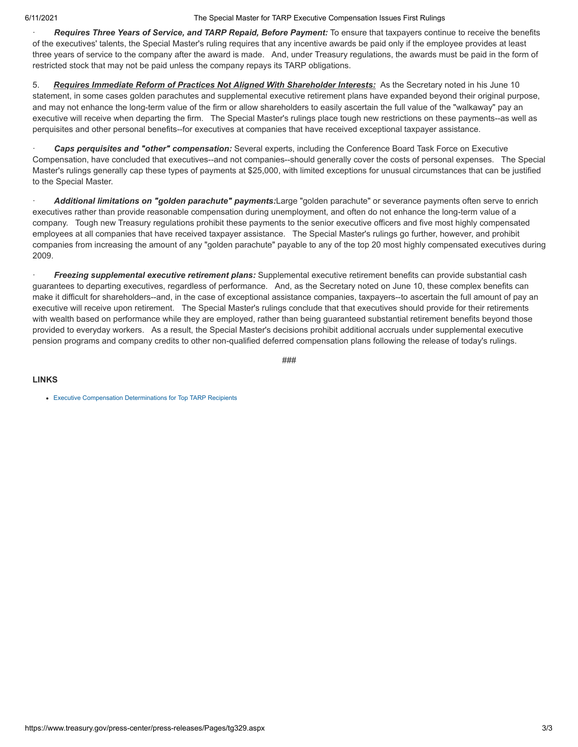· ***Requires Three Years of Service, and TARP Repaid, Before Payment:*** To ensure that taxpayers continue to receive the benefits of the executives' talents, the Special Master's ruling requires that any incentive awards be paid only if the employee provides at least three years of service to the company after the award is made. And, under Treasury regulations, the awards must be paid in the form of restricted stock that may not be paid unless the company repays its TARP obligations.

5. ***Requires Immediate Reform of Practices Not Aligned With Shareholder Interests:*** As the Secretary noted in his June 10 statement, in some cases golden parachutes and supplemental executive retirement plans have expanded beyond their original purpose, and may not enhance the long-term value of the firm or allow shareholders to easily ascertain the full value of the "walkaway" pay an executive will receive when departing the firm. The Special Master's rulings place tough new restrictions on these payments--as well as perquisites and other personal benefits--for executives at companies that have received exceptional taxpayer assistance.

· ***Caps perquisites and "other" compensation:*** Several experts, including the Conference Board Task Force on Executive Compensation, have concluded that executives--and not companies--should generally cover the costs of personal expenses. The Special Master's rulings generally cap these types of payments at $25,000, with limited exceptions for unusual circumstances that can be justified to the Special Master.

· ***Additional limitations on "golden parachute" payments:***Large "golden parachute" or severance payments often serve to enrich executives rather than provide reasonable compensation during unemployment, and often do not enhance the long-term value of a company. Tough new Treasury regulations prohibit these payments to the senior executive officers and five most highly compensated employees at all companies that have received taxpayer assistance. The Special Master's rulings go further, however, and prohibit companies from increasing the amount of any "golden parachute" payable to any of the top 20 most highly compensated executives during 2009.

· ***Freezing supplemental executive retirement plans:*** Supplemental executive retirement benefits can provide substantial cash guarantees to departing executives, regardless of performance. And, as the Secretary noted on June 10, these complex benefits can make it difficult for shareholders--and, in the case of exceptional assistance companies, taxpayers--to ascertain the full amount of pay an executive will receive upon retirement. The Special Master's rulings conclude that that executives should provide for their retirements with wealth based on performance while they are employed, rather than being guaranteed substantial retirement benefits beyond those provided to everyday workers. As a result, the Special Master's decisions prohibit additional accruals under supplemental executive pension programs and company credits to other non-qualified deferred compensation plans following the release of today's rulings.

###

**LINKS**

- Executive Compensation Determinations for Top TARP Recipients